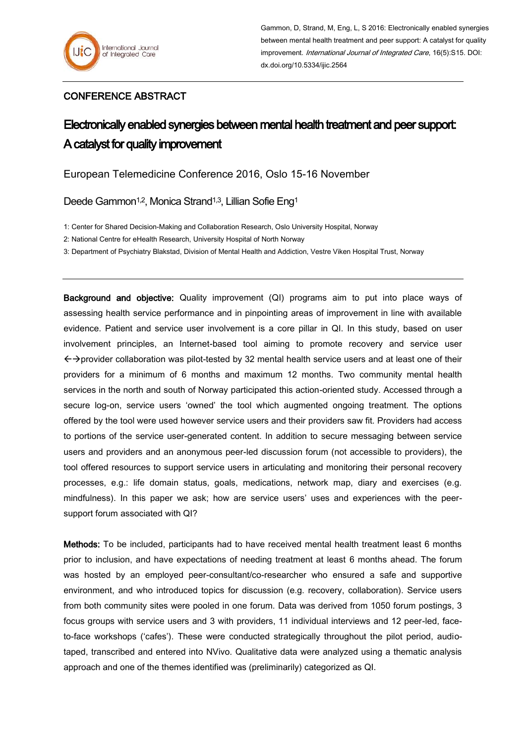Gammon, D, Strand, M, Eng, L, S 2016: Electronically enabled synergies between mental health treatment and peer support: A catalyst for quality improvement. *International Journal of Integrated Care*, 16(5):S15. DOI: dx.doi.org/10.5334/ijic.2564

## CONFERENCE ABSTRACT

# Electronically enabled synergies between mental health treatment and peer support: A catalyst for quality improvement

European Telemedicine Conference 2016, Oslo 15-16 November

Deede Gammon[1,2], Monica Strand[1,3], Lillian Sofie Eng[1]

1: Center for Shared Decision-Making and Collaboration Research, Oslo University Hospital, Norway

2: National Centre for eHealth Research, University Hospital of North Norway

3: Department of Psychiatry Blakstad, Division of Mental Health and Addiction, Vestre Viken Hospital Trust, Norway

---

**Background and objective:** Quality improvement (QI) programs aim to put into place ways of assessing health service performance and in pinpointing areas of improvement in line with available evidence. Patient and service user involvement is a core pillar in QI. In this study, based on user involvement principles, an Internet-based tool aiming to promote recovery and service user ←→provider collaboration was pilot-tested by 32 mental health service users and at least one of their providers for a minimum of 6 months and maximum 12 months. Two community mental health services in the north and south of Norway participated this action-oriented study. Accessed through a secure log-on, service users 'owned' the tool which augmented ongoing treatment. The options offered by the tool were used however service users and their providers saw fit. Providers had access to portions of the service user-generated content. In addition to secure messaging between service users and providers and an anonymous peer-led discussion forum (not accessible to providers), the tool offered resources to support service users in articulating and monitoring their personal recovery processes, e.g.: life domain status, goals, medications, network map, diary and exercises (e.g. mindfulness). In this paper we ask; how are service users' uses and experiences with the peer-support forum associated with QI?

**Methods:** To be included, participants had to have received mental health treatment least 6 months prior to inclusion, and have expectations of needing treatment at least 6 months ahead. The forum was hosted by an employed peer-consultant/co-researcher who ensured a safe and supportive environment, and who introduced topics for discussion (e.g. recovery, collaboration). Service users from both community sites were pooled in one forum. Data was derived from 1050 forum postings, 3 focus groups with service users and 3 with providers, 11 individual interviews and 12 peer-led, face-to-face workshops ('cafes'). These were conducted strategically throughout the pilot period, audio-taped, transcribed and entered into NVivo. Qualitative data were analyzed using a thematic analysis approach and one of the themes identified was (preliminarily) categorized as QI.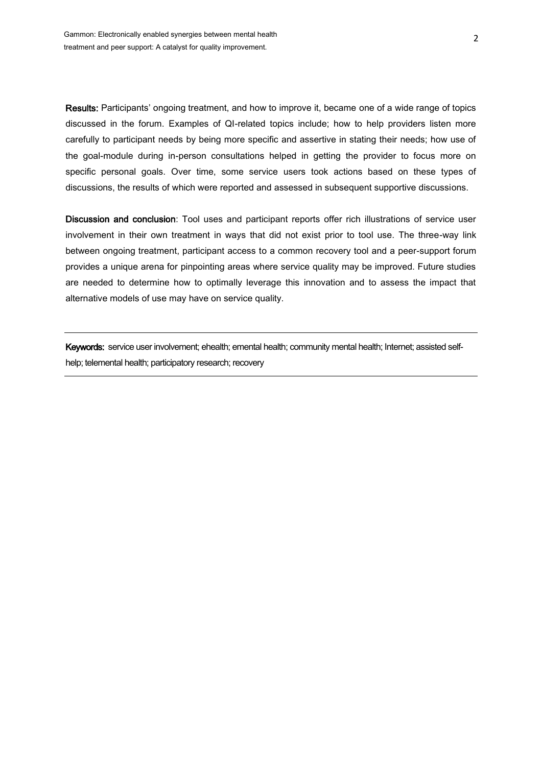**Results:** Participants' ongoing treatment, and how to improve it, became one of a wide range of topics discussed in the forum. Examples of QI-related topics include; how to help providers listen more carefully to participant needs by being more specific and assertive in stating their needs; how use of the goal-module during in-person consultations helped in getting the provider to focus more on specific personal goals. Over time, some service users took actions based on these types of discussions, the results of which were reported and assessed in subsequent supportive discussions.

**Discussion and conclusion**: Tool uses and participant reports offer rich illustrations of service user involvement in their own treatment in ways that did not exist prior to tool use. The three-way link between ongoing treatment, participant access to a common recovery tool and a peer-support forum provides a unique arena for pinpointing areas where service quality may be improved. Future studies are needed to determine how to optimally leverage this innovation and to assess the impact that alternative models of use may have on service quality.

---

**Keywords:** service user involvement; ehealth; emental health; community mental health; Internet; assisted self-help; telemental health; participatory research; recovery

---